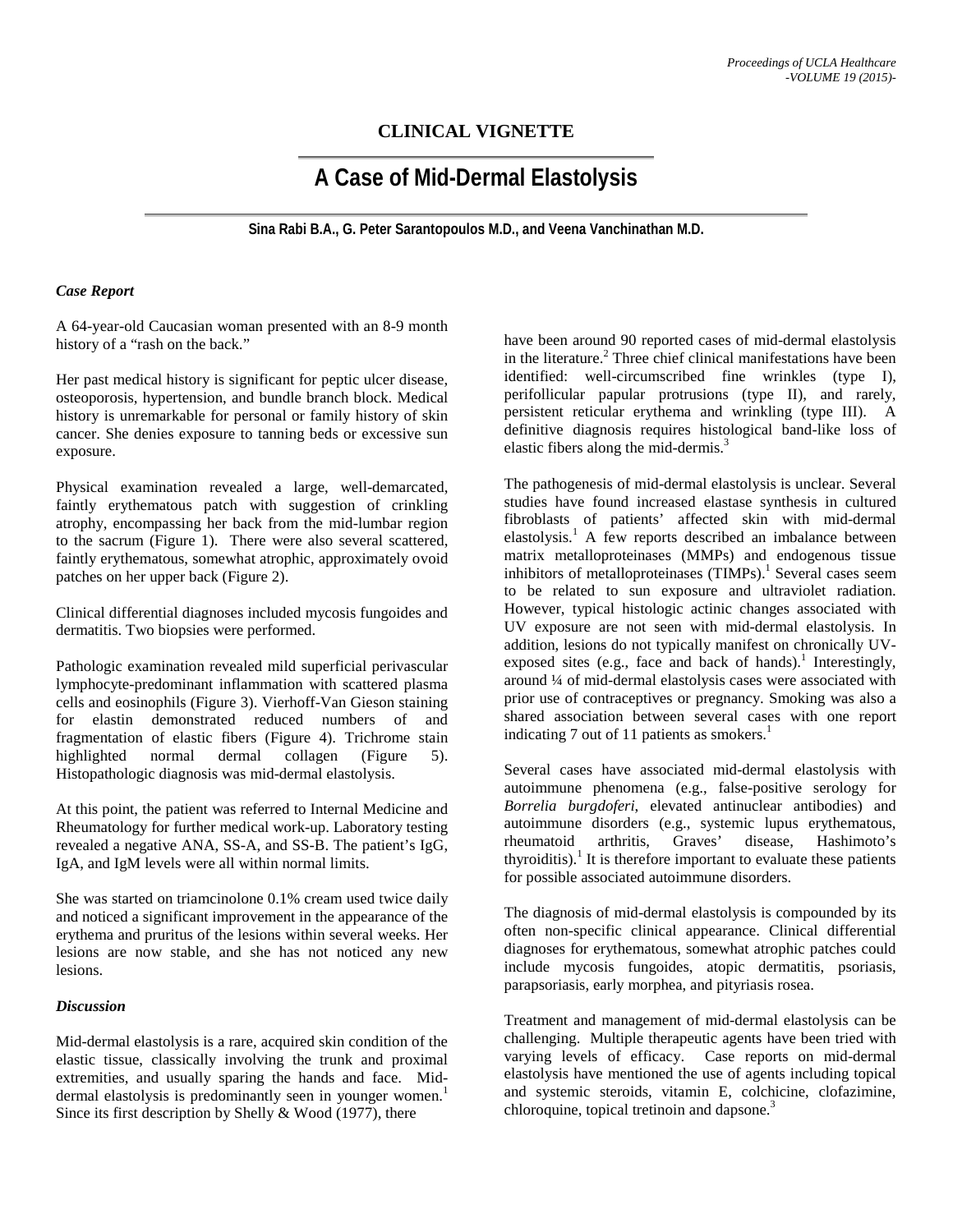# CLINICAL VIGNETTE

## A Case of Mid-Dermal Elastolysis

**Sina Rabi B.A., G. Peter Sarantopoulos M.D., and Veena Vanchinathan M.D.**

### *Case Report*

A 64-year-old Caucasian woman presented with an 8-9 month history of a "rash on the back."

Her past medical history is significant for peptic ulcer disease, osteoporosis, hypertension, and bundle branch block. Medical history is unremarkable for personal or family history of skin cancer. She denies exposure to tanning beds or excessive sun exposure.

Physical examination revealed a large, well-demarcated, faintly erythematous patch with suggestion of crinkling atrophy, encompassing her back from the mid-lumbar region to the sacrum (Figure 1). There were also several scattered, faintly erythematous, somewhat atrophic, approximately ovoid patches on her upper back (Figure 2).

Clinical differential diagnoses included mycosis fungoides and dermatitis. Two biopsies were performed.

Pathologic examination revealed mild superficial perivascular lymphocyte-predominant inflammation with scattered plasma cells and eosinophils (Figure 3). Vierhoff-Van Gieson staining for elastin demonstrated reduced numbers of and fragmentation of elastic fibers (Figure 4). Trichrome stain highlighted normal dermal collagen (Figure 5). Histopathologic diagnosis was mid-dermal elastolysis.

At this point, the patient was referred to Internal Medicine and Rheumatology for further medical work-up. Laboratory testing revealed a negative ANA, SS-A, and SS-B. The patient's IgG, IgA, and IgM levels were all within normal limits.

She was started on triamcinolone 0.1% cream used twice daily and noticed a significant improvement in the appearance of the erythema and pruritus of the lesions within several weeks. Her lesions are now stable, and she has not noticed any new lesions.

### *Discussion*

Mid-dermal elastolysis is a rare, acquired skin condition of the elastic tissue, classically involving the trunk and proximal extremities, and usually sparing the hands and face. Mid-dermal elastolysis is predominantly seen in younger women.[1] Since its first description by Shelly & Wood (1977), there have been around 90 reported cases of mid-dermal elastolysis in the literature.[2] Three chief clinical manifestations have been identified: well-circumscribed fine wrinkles (type I), perifollicular papular protrusions (type II), and rarely, persistent reticular erythema and wrinkling (type III). A definitive diagnosis requires histological band-like loss of elastic fibers along the mid-dermis.[3]

The pathogenesis of mid-dermal elastolysis is unclear. Several studies have found increased elastase synthesis in cultured fibroblasts of patients' affected skin with mid-dermal elastolysis.[1] A few reports described an imbalance between matrix metalloproteinases (MMPs) and endogenous tissue inhibitors of metalloproteinases (TIMPs).[1] Several cases seem to be related to sun exposure and ultraviolet radiation. However, typical histologic actinic changes associated with UV exposure are not seen with mid-dermal elastolysis. In addition, lesions do not typically manifest on chronically UV-exposed sites (e.g., face and back of hands).[1] Interestingly, around ¼ of mid-dermal elastolysis cases were associated with prior use of contraceptives or pregnancy. Smoking was also a shared association between several cases with one report indicating 7 out of 11 patients as smokers.[1]

Several cases have associated mid-dermal elastolysis with autoimmune phenomena (e.g., false-positive serology for *Borrelia burgdoferi,* elevated antinuclear antibodies) and autoimmune disorders (e.g., systemic lupus erythematous, rheumatoid arthritis, Graves' disease, Hashimoto's thyroiditis).[1] It is therefore important to evaluate these patients for possible associated autoimmune disorders.

The diagnosis of mid-dermal elastolysis is compounded by its often non-specific clinical appearance. Clinical differential diagnoses for erythematous, somewhat atrophic patches could include mycosis fungoides, atopic dermatitis, psoriasis, parapsoriasis, early morphea, and pityriasis rosea.

Treatment and management of mid-dermal elastolysis can be challenging. Multiple therapeutic agents have been tried with varying levels of efficacy. Case reports on mid-dermal elastolysis have mentioned the use of agents including topical and systemic steroids, vitamin E, colchicine, clofazimine, chloroquine, topical tretinoin and dapsone.[3]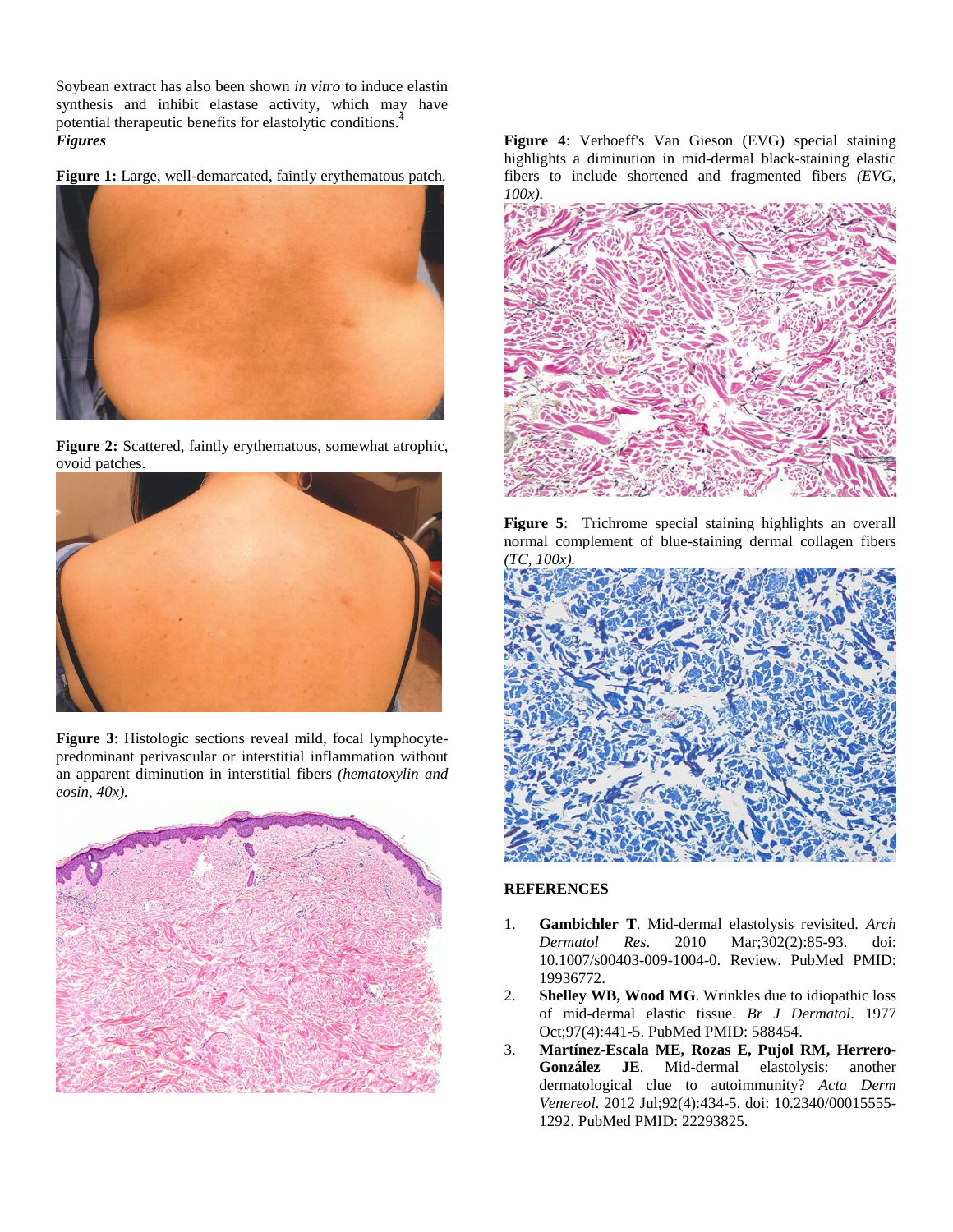Soybean extract has also been shown *in vitro* to induce elastin synthesis and inhibit elastase activity, which may have potential therapeutic benefits for elastolytic conditions.[4]

***Figures***

**Figure 1:** Large, well-demarcated, faintly erythematous patch.

**Figure 2:** Scattered, faintly erythematous, somewhat atrophic, ovoid patches.

**Figure 3**: Histologic sections reveal mild, focal lymphocyte-predominant perivascular or interstitial inflammation without an apparent diminution in interstitial fibers *(hematoxylin and eosin, 40x).*

**Figure 4**: Verhoeff's Van Gieson (EVG) special staining highlights a diminution in mid-dermal black-staining elastic fibers to include shortened and fragmented fibers *(EVG, 100x).*

**Figure 5**: Trichrome special staining highlights an overall normal complement of blue-staining dermal collagen fibers *(TC, 100x).*

## REFERENCES

1. **Gambichler T**. Mid-dermal elastolysis revisited. *Arch Dermatol Res*. 2010 Mar;302(2):85-93. doi: 10.1007/s00403-009-1004-0. Review. PubMed PMID: 19936772.
2. **Shelley WB, Wood MG**. Wrinkles due to idiopathic loss of mid-dermal elastic tissue. *Br J Dermatol*. 1977 Oct;97(4):441-5. PubMed PMID: 588454.
3. **Martínez-Escala ME, Rozas E, Pujol RM, Herrero-González JE**. Mid-dermal elastolysis: another dermatological clue to autoimmunity? *Acta Derm Venereol*. 2012 Jul;92(4):434-5. doi: 10.2340/00015555-1292. PubMed PMID: 22293825.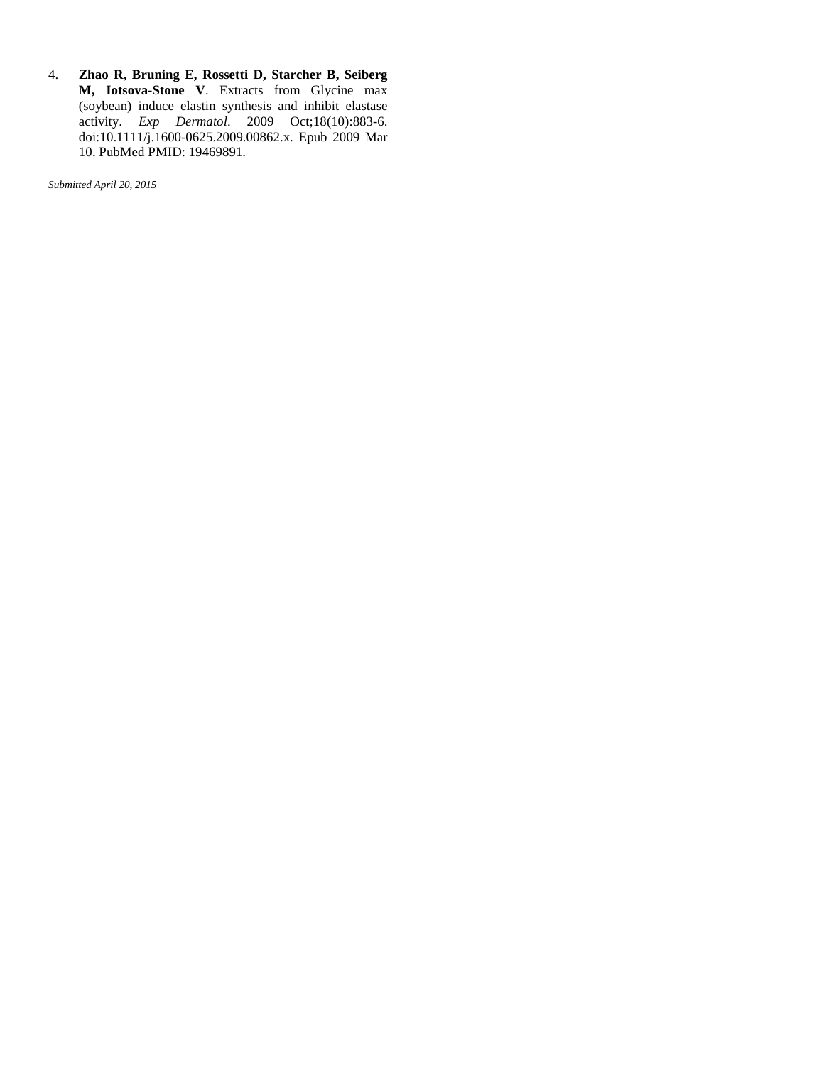4. **Zhao R, Bruning E, Rossetti D, Starcher B, Seiberg M, Iotsova-Stone V**. Extracts from Glycine max (soybean) induce elastin synthesis and inhibit elastase activity. *Exp Dermatol*. 2009 Oct;18(10):883-6. doi:10.1111/j.1600-0625.2009.00862.x. Epub 2009 Mar 10. PubMed PMID: 19469891.

*Submitted April 20, 2015*